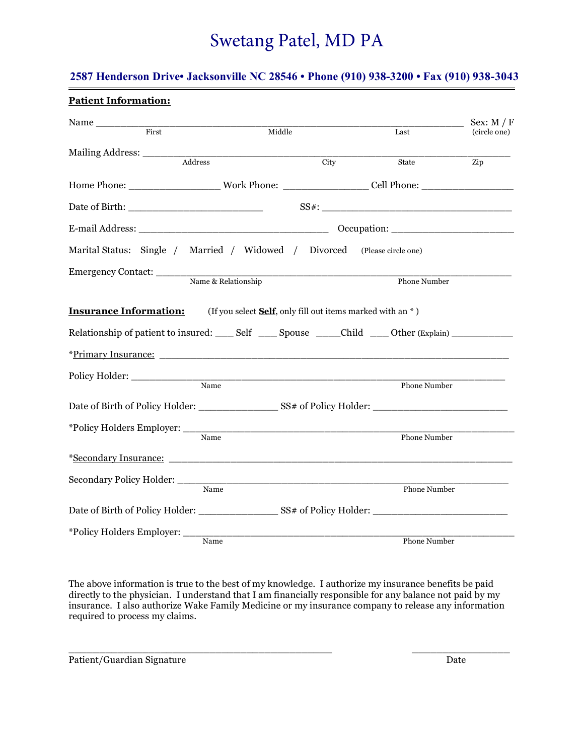# Swetang Patel, MD PA

**2587 Henderson Drive• Jacksonville NC 28546 • Phone (910) 938-3200 • Fax (910) 938-3043**

**Patient Information:**

Name ______________________________________________________________ Sex: M / F
First Middle Last (circle one)

Mailing Address: _______________________________________________________________
Address City State Zip

Home Phone: ________________ Work Phone: _______________ Cell Phone: ________________

Date of Birth: _______________________ SS#: ___________________________________

E-mail Address: _________________________________ Occupation: _____________________

Marital Status: Single / Married / Widowed / Divorced (Please circle one)

Emergency Contact: ____________________________________________________________
Name & Relationship Phone Number

**Insurance Information:** (If you select **Self**, only fill out items marked with an * )

Relationship of patient to insured: ___ Self ___ Spouse _____Child ___ Other (Explain) ___________

*Primary Insurance: ____________________________________________________________

Policy Holder: ________________________________________________________________
Name Phone Number

Date of Birth of Policy Holder: ______________ SS# of Policy Holder: ________________________

*Policy Holders Employer: ________________________________________________________
Name Phone Number

*Secondary Insurance: __________________________________________________________

Secondary Policy Holder: ________________________________________________________
Name Phone Number

Date of Birth of Policy Holder: ______________ SS# of Policy Holder: ________________________

*Policy Holders Employer: ________________________________________________________
Name Phone Number

The above information is true to the best of my knowledge. I authorize my insurance benefits be paid directly to the physician. I understand that I am financially responsible for any balance not paid by my insurance. I also authorize Wake Family Medicine or my insurance company to release any information required to process my claims.

_______________________________________________ _________________

Patient/Guardian Signature Date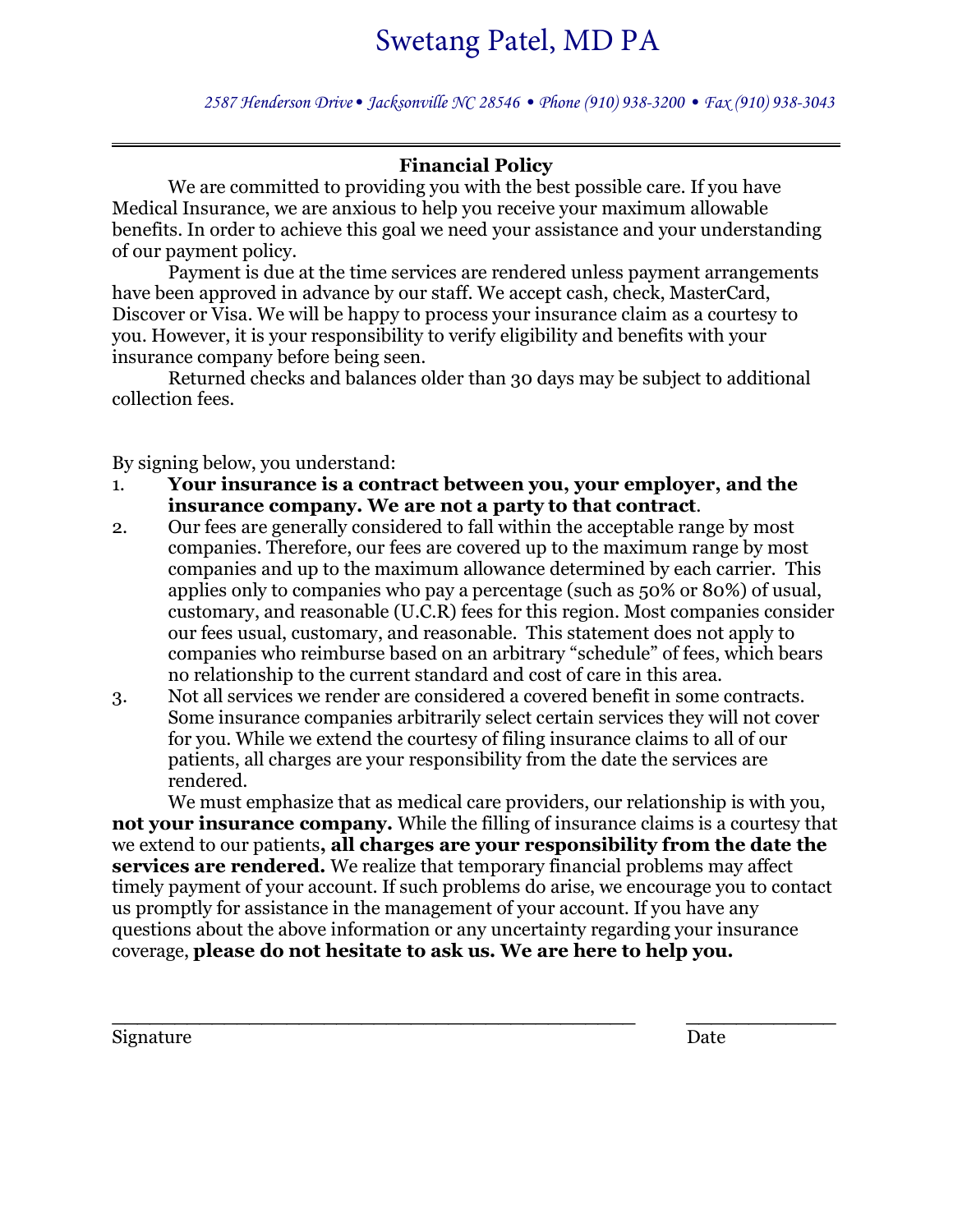# Swetang Patel, MD PA

*2587 Henderson Drive • Jacksonville NC 28546 • Phone (910) 938-3200 • Fax (910) 938-3043*

---

## Financial Policy

We are committed to providing you with the best possible care. If you have Medical Insurance, we are anxious to help you receive your maximum allowable benefits. In order to achieve this goal we need your assistance and your understanding of our payment policy.

Payment is due at the time services are rendered unless payment arrangements have been approved in advance by our staff. We accept cash, check, MasterCard, Discover or Visa. We will be happy to process your insurance claim as a courtesy to you. However, it is your responsibility to verify eligibility and benefits with your insurance company before being seen.

Returned checks and balances older than 30 days may be subject to additional collection fees.

By signing below, you understand:

1. **Your insurance is a contract between you, your employer, and the insurance company. We are not a party to that contract**.
2. Our fees are generally considered to fall within the acceptable range by most companies. Therefore, our fees are covered up to the maximum range by most companies and up to the maximum allowance determined by each carrier. This applies only to companies who pay a percentage (such as 50% or 80%) of usual, customary, and reasonable (U.C.R) fees for this region. Most companies consider our fees usual, customary, and reasonable. This statement does not apply to companies who reimburse based on an arbitrary "schedule" of fees, which bears no relationship to the current standard and cost of care in this area.
3. Not all services we render are considered a covered benefit in some contracts. Some insurance companies arbitrarily select certain services they will not cover for you. While we extend the courtesy of filing insurance claims to all of our patients, all charges are your responsibility from the date the services are rendered.

We must emphasize that as medical care providers, our relationship is with you, **not your insurance company.** While the filling of insurance claims is a courtesy that we extend to our patients**, all charges are your responsibility from the date the services are rendered.** We realize that temporary financial problems may affect timely payment of your account. If such problems do arise, we encourage you to contact us promptly for assistance in the management of your account. If you have any questions about the above information or any uncertainty regarding your insurance coverage, **please do not hesitate to ask us. We are here to help you.**

\_\_\_\_\_\_\_\_\_\_\_\_\_\_\_\_\_\_\_\_\_\_\_\_\_\_\_\_\_\_\_\_\_\_\_\_\_\_\_\_\_ \_\_\_\_\_\_\_\_\_\_\_\_

Signature Date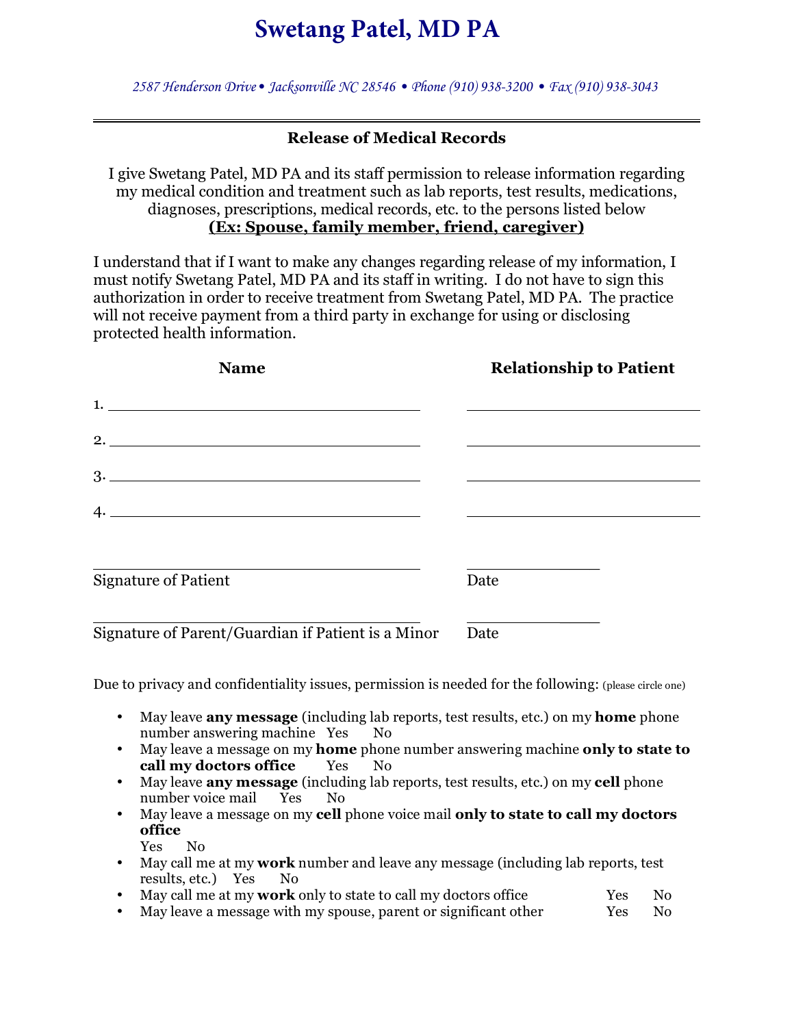# Swetang Patel, MD PA

*2587 Henderson Drive • Jacksonville NC 28546 • Phone (910) 938-3200 • Fax (910) 938-3043*

---

## Release of Medical Records

I give Swetang Patel, MD PA and its staff permission to release information regarding my medical condition and treatment such as lab reports, test results, medications, diagnoses, prescriptions, medical records, etc. to the persons listed below **(Ex: Spouse, family member, friend, caregiver)**

I understand that if I want to make any changes regarding release of my information, I must notify Swetang Patel, MD PA and its staff in writing. I do not have to sign this authorization in order to receive treatment from Swetang Patel, MD PA. The practice will not receive payment from a third party in exchange for using or disclosing protected health information.

| Name | Relationship to Patient |
|---|---|
| 1. ______________________________ | ______________________ |
| 2. ______________________________ | ______________________ |
| 3. ______________________________ | ______________________ |
| 4. ______________________________ | ______________________ |

______________________________ ______________
Signature of Patient Date

______________________________ ______________
Signature of Parent/Guardian if Patient is a Minor Date

Due to privacy and confidentiality issues, permission is needed for the following: (please circle one)

- May leave **any message** (including lab reports, test results, etc.) on my **home** phone number answering machine Yes No
- May leave a message on my **home** phone number answering machine **only to state to call my doctors office** Yes No
- May leave **any message** (including lab reports, test results, etc.) on my **cell** phone number voice mail Yes No
- May leave a message on my **cell** phone voice mail **only to state to call my doctors office** Yes No
- May call me at my **work** number and leave any message (including lab reports, test results, etc.) Yes No
- May call me at my **work** only to state to call my doctors office Yes No
- May leave a message with my spouse, parent or significant other Yes No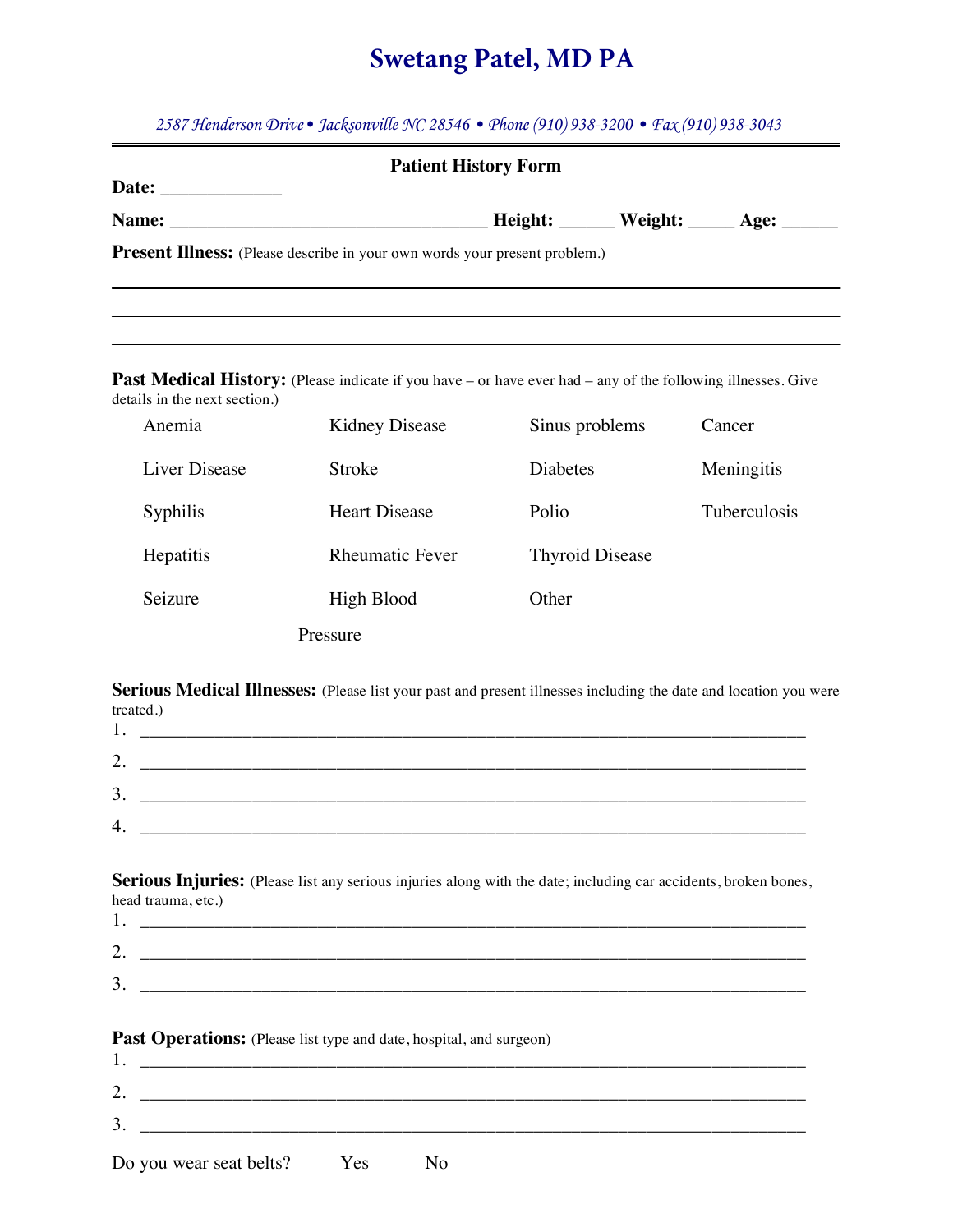# Swetang Patel, MD PA

*2587 Henderson Drive • Jacksonville NC 28546 • Phone (910) 938-3200 • Fax (910) 938-3043*

---

## Patient History Form

**Date:** _____________

**Name:** _________________________________ **Height:** ______ **Weight:** _____ **Age:** ______

**Present Illness:** (Please describe in your own words your present problem.)

_______________________________________________________________________________

_______________________________________________________________________________

_______________________________________________________________________________

**Past Medical History:** (Please indicate if you have – or have ever had – any of the following illnesses. Give details in the next section.)

| | | | |
|---|---|---|---|
| Anemia | Kidney Disease | Sinus problems | Cancer |
| Liver Disease | Stroke | Diabetes | Meningitis |
| Syphilis | Heart Disease | Polio | Tuberculosis |
| Hepatitis | Rheumatic Fever | Thyroid Disease | |
| Seizure | High Blood Pressure | Other | |

**Serious Medical Illnesses:** (Please list your past and present illnesses including the date and location you were treated.)

1. ___________________________________________________________________________
2. ___________________________________________________________________________
3. ___________________________________________________________________________
4. ___________________________________________________________________________

**Serious Injuries:** (Please list any serious injuries along with the date; including car accidents, broken bones, head trauma, etc.)

1. ___________________________________________________________________________
2. ___________________________________________________________________________
3. ___________________________________________________________________________

**Past Operations:** (Please list type and date, hospital, and surgeon)

1. ___________________________________________________________________________
2. ___________________________________________________________________________
3. ___________________________________________________________________________

Do you wear seat belts? Yes No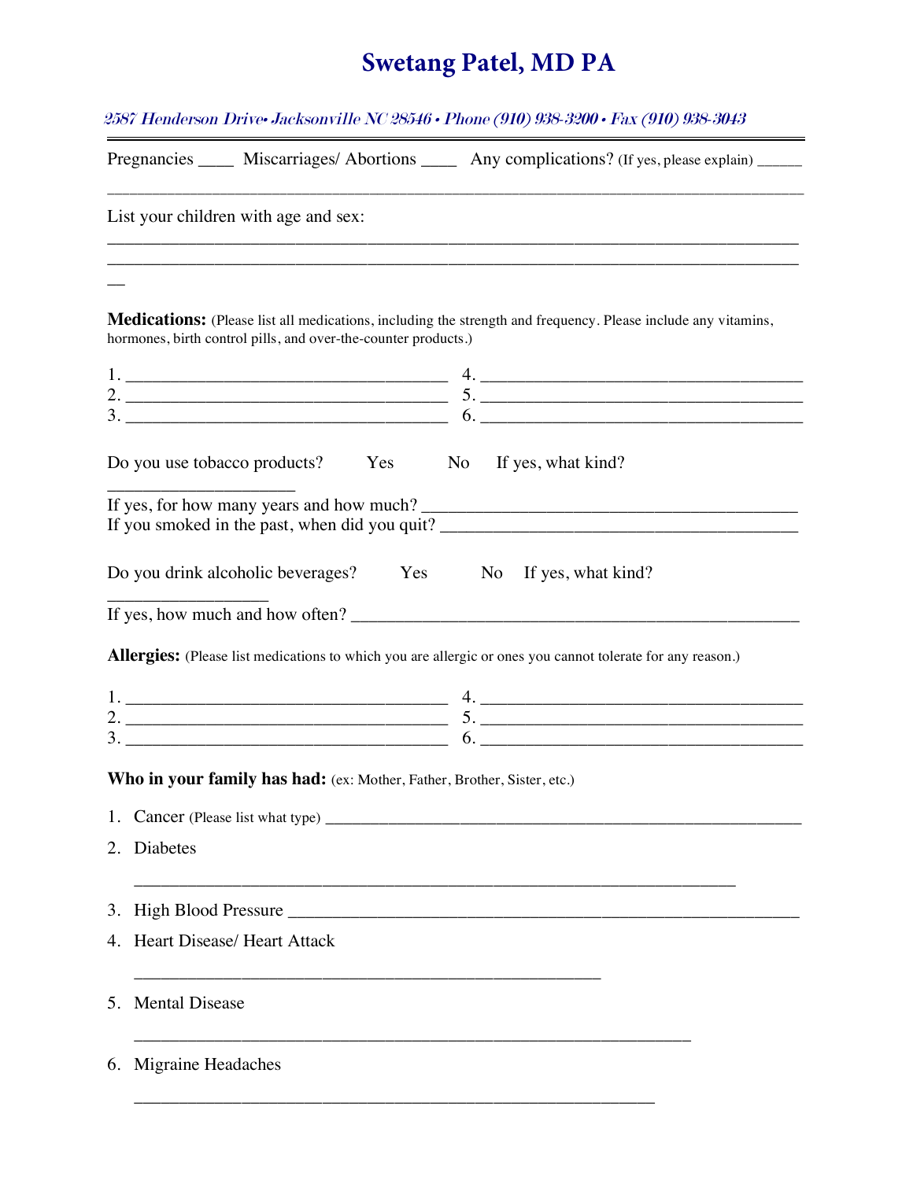# Swetang Patel, MD PA

*2587 Henderson Drive• Jacksonville NC 28546 • Phone (910) 938-3200 • Fax (910) 938-3043*

---

Pregnancies ____ Miscarriages/ Abortions ____ Any complications? (If yes, please explain) ______

________________________________________________________________________________

List your children with age and sex:

________________________________________________________________________________
________________________________________________________________________________
__

**Medications:** (Please list all medications, including the strength and frequency. Please include any vitamins, hormones, birth control pills, and over-the-counter products.)

1. ____________________________________ 4. ____________________________________
2. ____________________________________ 5. ____________________________________
3. ____________________________________ 6. ____________________________________

Do you use tobacco products? Yes No If yes, what kind? ______________________

If yes, for how many years and how much? ___________________________________________

If you smoked in the past, when did you quit? _________________________________________

Do you drink alcoholic beverages? Yes No If yes, what kind? _________________

If yes, how much and how often? ___________________________________________________

**Allergies:** (Please list medications to which you are allergic or ones you cannot tolerate for any reason.)

1. ____________________________________ 4. ____________________________________
2. ____________________________________ 5. ____________________________________
3. ____________________________________ 6. ____________________________________

**Who in your family has had:** (ex: Mother, Father, Brother, Sister, etc.)

1. Cancer (Please list what type) ________________________________________________________
2. Diabetes ____________________________________________________________________
3. High Blood Pressure ____________________________________________________________
4. Heart Disease/ Heart Attack ______________________________________________________
5. Mental Disease _______________________________________________________________
6. Migraine Headaches ____________________________________________________________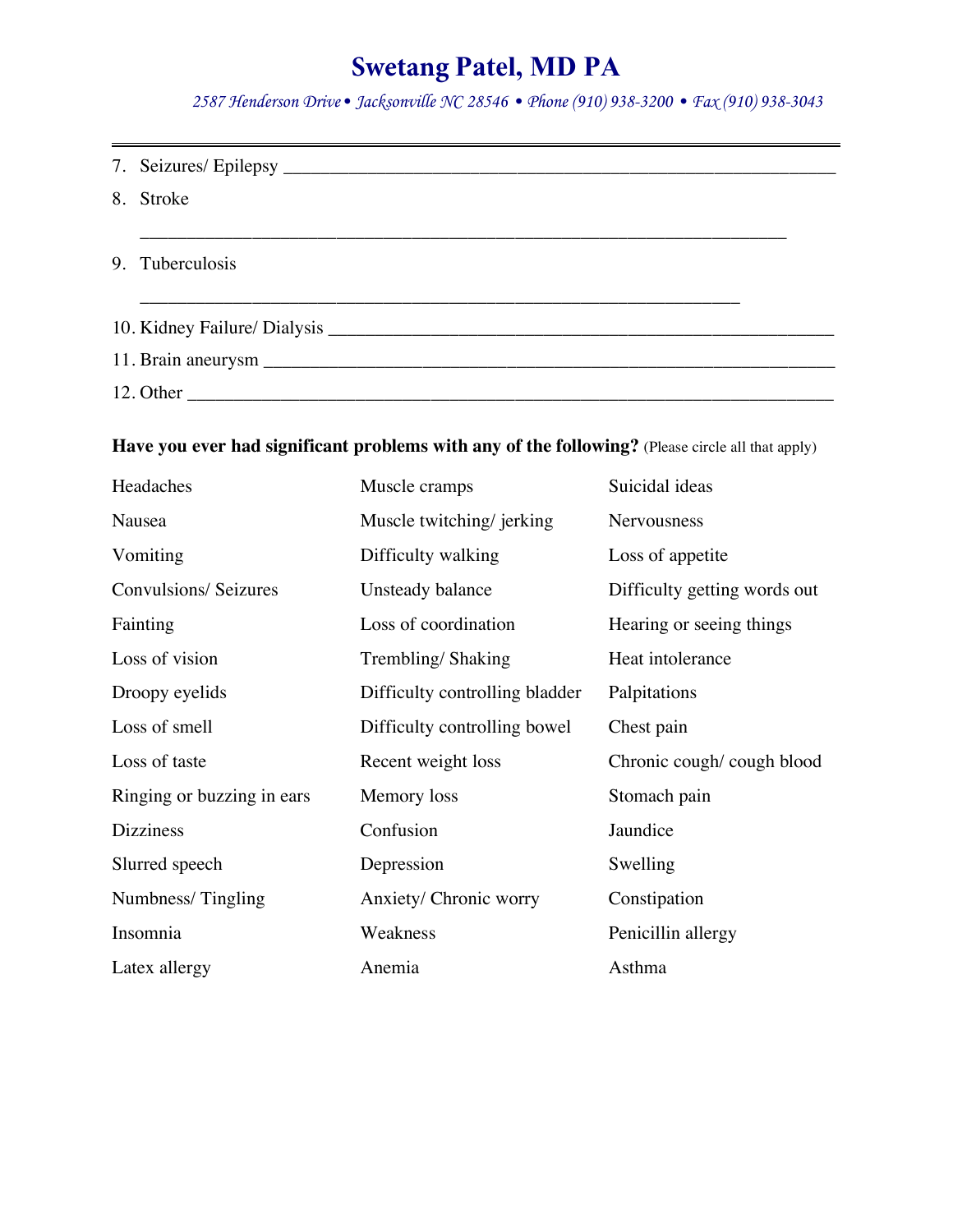# Swetang Patel, MD PA

*2587 Henderson Drive • Jacksonville NC 28546 • Phone (910) 938-3200 • Fax (910) 938-3043*

7. Seizures/ Epilepsy ____________________________________________________________
8. Stroke

   ________________________________________________________________________

9. Tuberculosis

   ___________________________________________________________________

10. Kidney Failure/ Dialysis ________________________________________________________
11. Brain aneurysm ______________________________________________________________
12. Other ______________________________________________________________________

**Have you ever had significant problems with any of the following?** (Please circle all that apply)

| | | |
|---|---|---|
| Headaches | Muscle cramps | Suicidal ideas |
| Nausea | Muscle twitching/ jerking | Nervousness |
| Vomiting | Difficulty walking | Loss of appetite |
| Convulsions/ Seizures | Unsteady balance | Difficulty getting words out |
| Fainting | Loss of coordination | Hearing or seeing things |
| Loss of vision | Trembling/ Shaking | Heat intolerance |
| Droopy eyelids | Difficulty controlling bladder | Palpitations |
| Loss of smell | Difficulty controlling bowel | Chest pain |
| Loss of taste | Recent weight loss | Chronic cough/ cough blood |
| Ringing or buzzing in ears | Memory loss | Stomach pain |
| Dizziness | Confusion | Jaundice |
| Slurred speech | Depression | Swelling |
| Numbness/ Tingling | Anxiety/ Chronic worry | Constipation |
| Insomnia | Weakness | Penicillin allergy |
| Latex allergy | Anemia | Asthma |